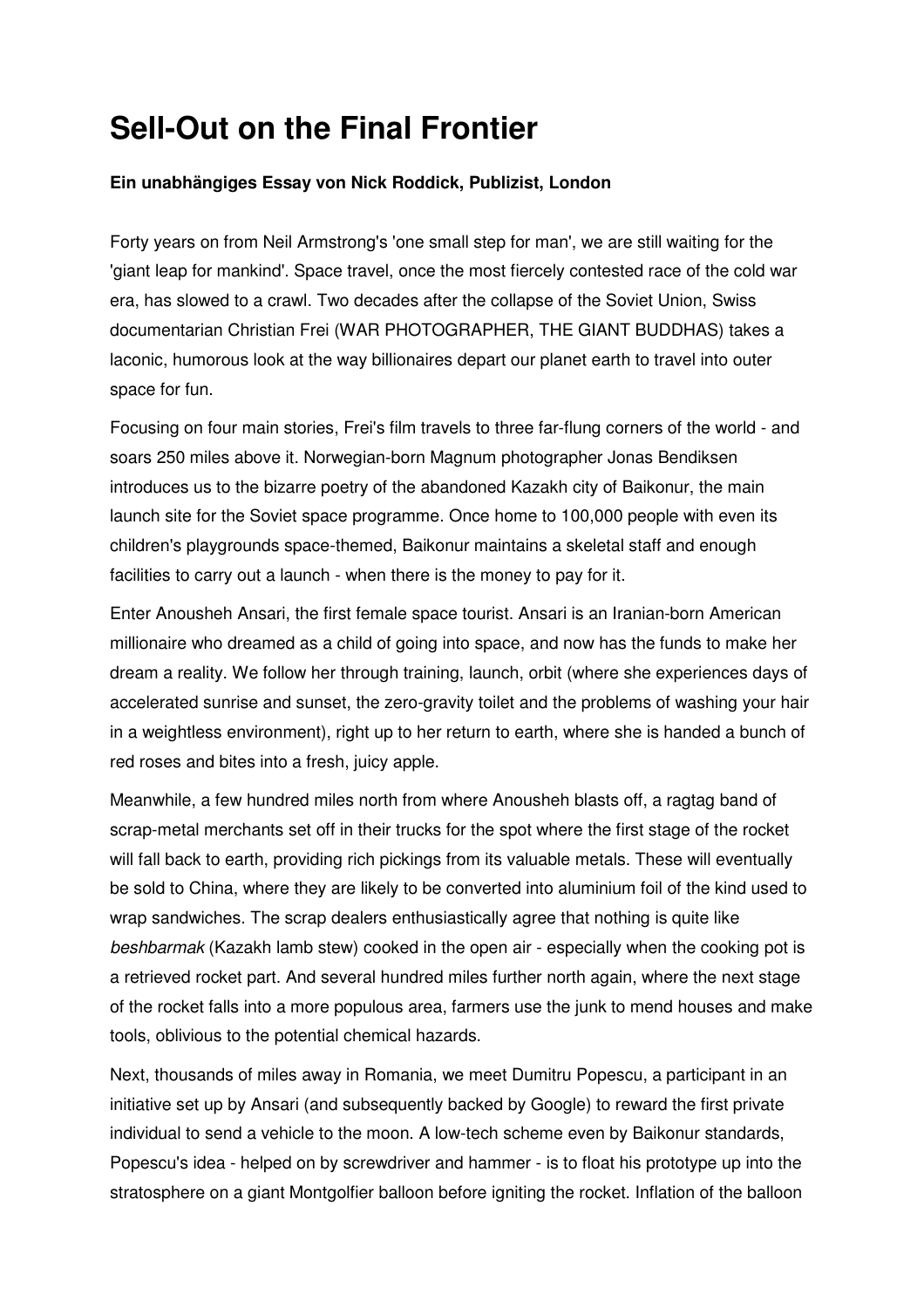# Sell-Out on the Final Frontier

**Ein unabhängiges Essay von Nick Roddick, Publizist, London**

Forty years on from Neil Armstrong's 'one small step for man', we are still waiting for the 'giant leap for mankind'. Space travel, once the most fiercely contested race of the cold war era, has slowed to a crawl. Two decades after the collapse of the Soviet Union, Swiss documentarian Christian Frei (WAR PHOTOGRAPHER, THE GIANT BUDDHAS) takes a laconic, humorous look at the way billionaires depart our planet earth to travel into outer space for fun.

Focusing on four main stories, Frei's film travels to three far-flung corners of the world - and soars 250 miles above it. Norwegian-born Magnum photographer Jonas Bendiksen introduces us to the bizarre poetry of the abandoned Kazakh city of Baikonur, the main launch site for the Soviet space programme. Once home to 100,000 people with even its children's playgrounds space-themed, Baikonur maintains a skeletal staff and enough facilities to carry out a launch - when there is the money to pay for it.

Enter Anousheh Ansari, the first female space tourist. Ansari is an Iranian-born American millionaire who dreamed as a child of going into space, and now has the funds to make her dream a reality. We follow her through training, launch, orbit (where she experiences days of accelerated sunrise and sunset, the zero-gravity toilet and the problems of washing your hair in a weightless environment), right up to her return to earth, where she is handed a bunch of red roses and bites into a fresh, juicy apple.

Meanwhile, a few hundred miles north from where Anousheh blasts off, a ragtag band of scrap-metal merchants set off in their trucks for the spot where the first stage of the rocket will fall back to earth, providing rich pickings from its valuable metals. These will eventually be sold to China, where they are likely to be converted into aluminium foil of the kind used to wrap sandwiches. The scrap dealers enthusiastically agree that nothing is quite like *beshbarmak* (Kazakh lamb stew) cooked in the open air - especially when the cooking pot is a retrieved rocket part. And several hundred miles further north again, where the next stage of the rocket falls into a more populous area, farmers use the junk to mend houses and make tools, oblivious to the potential chemical hazards.

Next, thousands of miles away in Romania, we meet Dumitru Popescu, a participant in an initiative set up by Ansari (and subsequently backed by Google) to reward the first private individual to send a vehicle to the moon. A low-tech scheme even by Baikonur standards, Popescu's idea - helped on by screwdriver and hammer - is to float his prototype up into the stratosphere on a giant Montgolfier balloon before igniting the rocket. Inflation of the balloon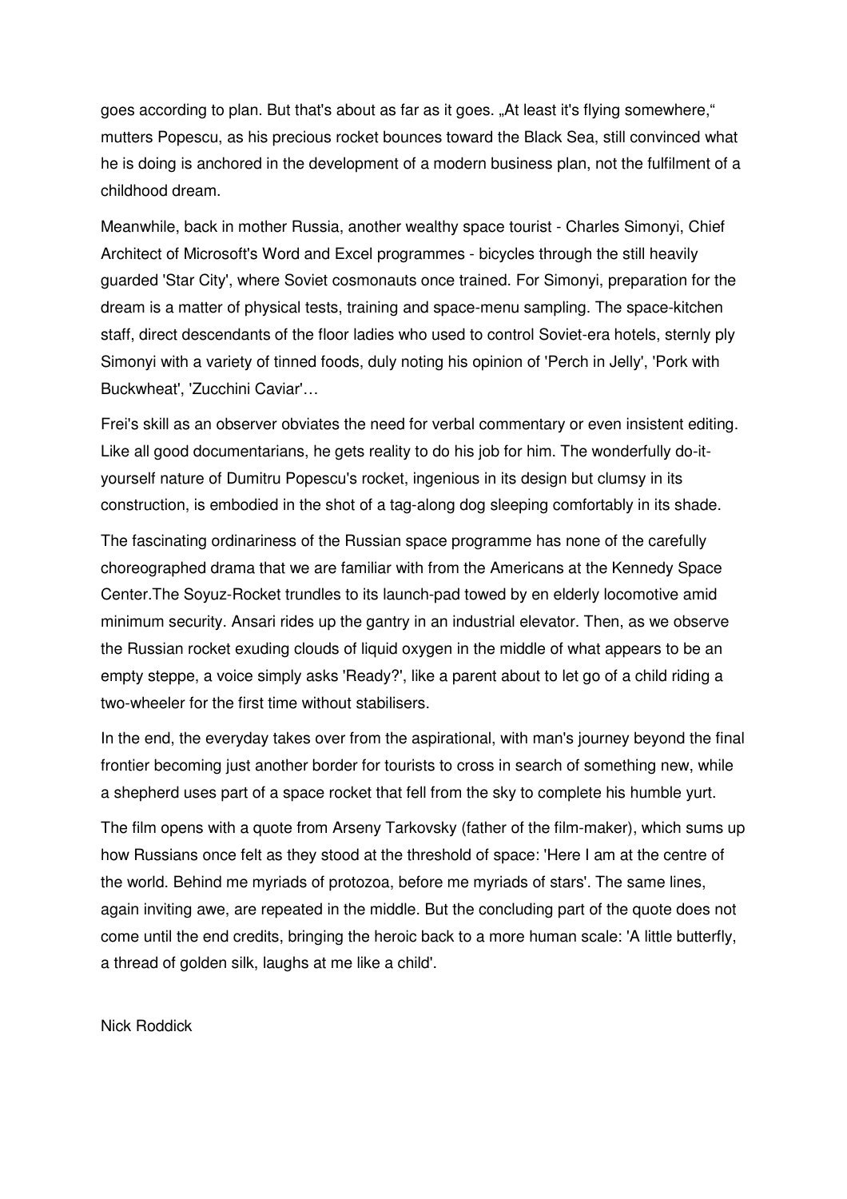goes according to plan. But that's about as far as it goes. „At least it's flying somewhere," mutters Popescu, as his precious rocket bounces toward the Black Sea, still convinced what he is doing is anchored in the development of a modern business plan, not the fulfilment of a childhood dream.

Meanwhile, back in mother Russia, another wealthy space tourist - Charles Simonyi, Chief Architect of Microsoft's Word and Excel programmes - bicycles through the still heavily guarded 'Star City', where Soviet cosmonauts once trained. For Simonyi, preparation for the dream is a matter of physical tests, training and space-menu sampling. The space-kitchen staff, direct descendants of the floor ladies who used to control Soviet-era hotels, sternly ply Simonyi with a variety of tinned foods, duly noting his opinion of 'Perch in Jelly', 'Pork with Buckwheat', 'Zucchini Caviar'…

Frei's skill as an observer obviates the need for verbal commentary or even insistent editing. Like all good documentarians, he gets reality to do his job for him. The wonderfully do-it-yourself nature of Dumitru Popescu's rocket, ingenious in its design but clumsy in its construction, is embodied in the shot of a tag-along dog sleeping comfortably in its shade.

The fascinating ordinariness of the Russian space programme has none of the carefully choreographed drama that we are familiar with from the Americans at the Kennedy Space Center.The Soyuz-Rocket trundles to its launch-pad towed by en elderly locomotive amid minimum security. Ansari rides up the gantry in an industrial elevator. Then, as we observe the Russian rocket exuding clouds of liquid oxygen in the middle of what appears to be an empty steppe, a voice simply asks 'Ready?', like a parent about to let go of a child riding a two-wheeler for the first time without stabilisers.

In the end, the everyday takes over from the aspirational, with man's journey beyond the final frontier becoming just another border for tourists to cross in search of something new, while a shepherd uses part of a space rocket that fell from the sky to complete his humble yurt.

The film opens with a quote from Arseny Tarkovsky (father of the film-maker), which sums up how Russians once felt as they stood at the threshold of space: 'Here I am at the centre of the world. Behind me myriads of protozoa, before me myriads of stars'. The same lines, again inviting awe, are repeated in the middle. But the concluding part of the quote does not come until the end credits, bringing the heroic back to a more human scale: 'A little butterfly, a thread of golden silk, laughs at me like a child'.

Nick Roddick